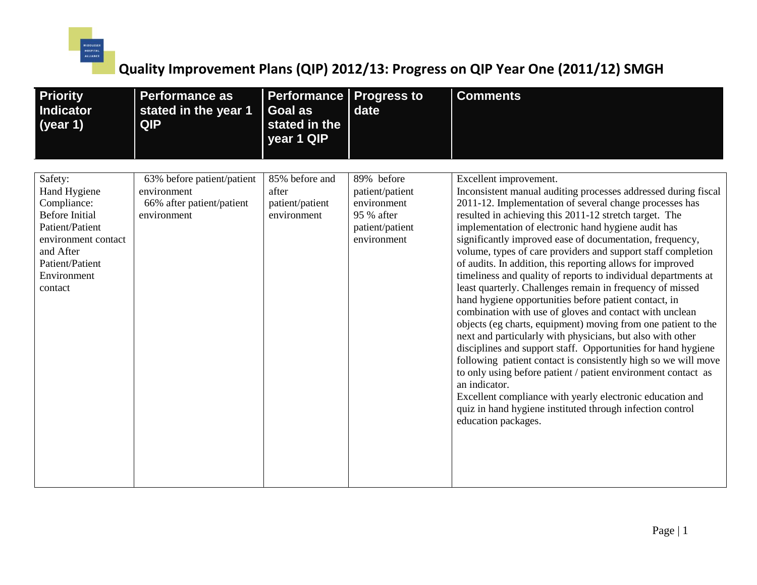# Quality Improvement Plans (QIP) 2012/13: Progress on QIP Year One (2011/12) SMGH

| Priority Indicator (year 1) | Performance as stated in the year 1 QIP | Performance Goal as stated in the year 1 QIP | Progress to date | Comments |
|---|---|---|---|---|
| Safety: Hand Hygiene Compliance: Before Initial Patient/Patient environment contact and After Patient/Patient Environment contact | 63% before patient/patient environment<br>66% after patient/patient environment | 85% before and after patient/patient environment | 89% before patient/patient environment<br>95 % after patient/patient environment | Excellent improvement.<br>Inconsistent manual auditing processes addressed during fiscal 2011-12. Implementation of several change processes has resulted in achieving this 2011-12 stretch target. The implementation of electronic hand hygiene audit has significantly improved ease of documentation, frequency, volume, types of care providers and support staff completion of audits. In addition, this reporting allows for improved timeliness and quality of reports to individual departments at least quarterly. Challenges remain in frequency of missed hand hygiene opportunities before patient contact, in combination with use of gloves and contact with unclean objects (eg charts, equipment) moving from one patient to the next and particularly with physicians, but also with other disciplines and support staff. Opportunities for hand hygiene following patient contact is consistently high so we will move to only using before patient / patient environment contact as an indicator.<br>Excellent compliance with yearly electronic education and quiz in hand hygiene instituted through infection control education packages. |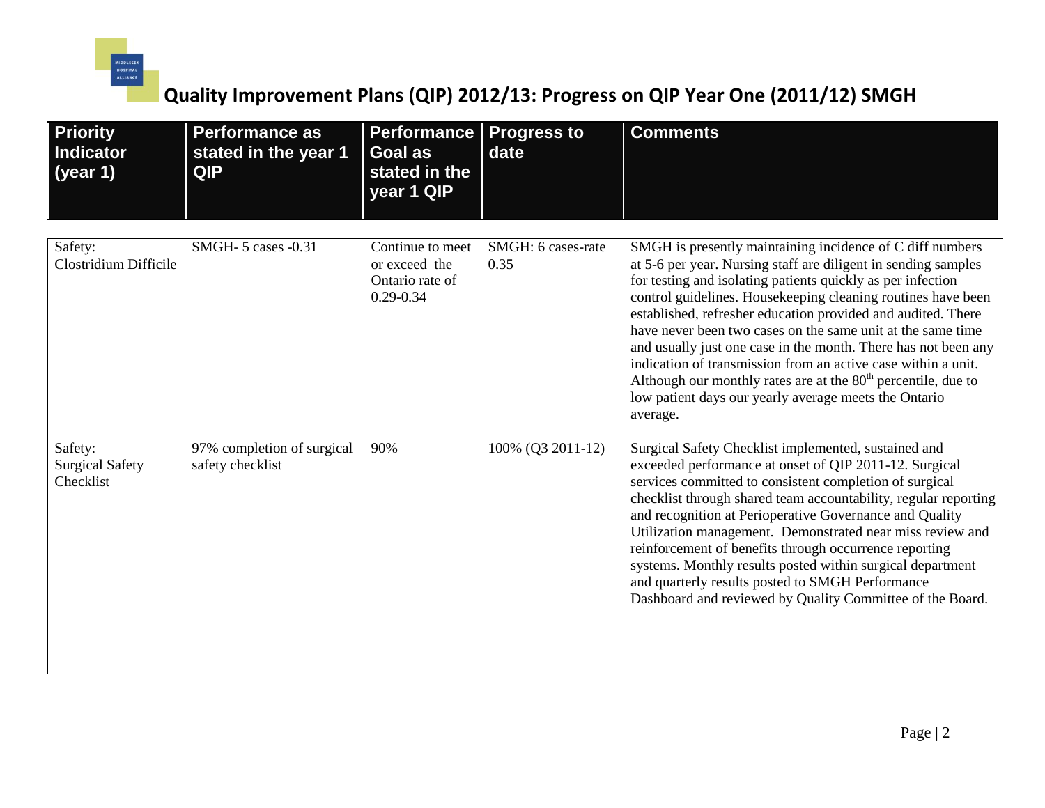# Quality Improvement Plans (QIP) 2012/13: Progress on QIP Year One (2011/12) SMGH

| Priority Indicator (year 1) | Performance as stated in the year 1 QIP | Performance Goal as stated in the year 1 QIP | Progress to date | Comments |
|---|---|---|---|---|
| Safety: Clostridium Difficile | SMGH- 5 cases -0.31 | Continue to meet or exceed the Ontario rate of 0.29-0.34 | SMGH: 6 cases-rate 0.35 | SMGH is presently maintaining incidence of C diff numbers at 5-6 per year. Nursing staff are diligent in sending samples for testing and isolating patients quickly as per infection control guidelines. Housekeeping cleaning routines have been established, refresher education provided and audited. There have never been two cases on the same unit at the same time and usually just one case in the month. There has not been any indication of transmission from an active case within a unit. Although our monthly rates are at the 80th percentile, due to low patient days our yearly average meets the Ontario average. |
| Safety: Surgical Safety Checklist | 97% completion of surgical safety checklist | 90% | 100% (Q3 2011-12) | Surgical Safety Checklist implemented, sustained and exceeded performance at onset of QIP 2011-12. Surgical services committed to consistent completion of surgical checklist through shared team accountability, regular reporting and recognition at Perioperative Governance and Quality Utilization management. Demonstrated near miss review and reinforcement of benefits through occurrence reporting systems. Monthly results posted within surgical department and quarterly results posted to SMGH Performance Dashboard and reviewed by Quality Committee of the Board. |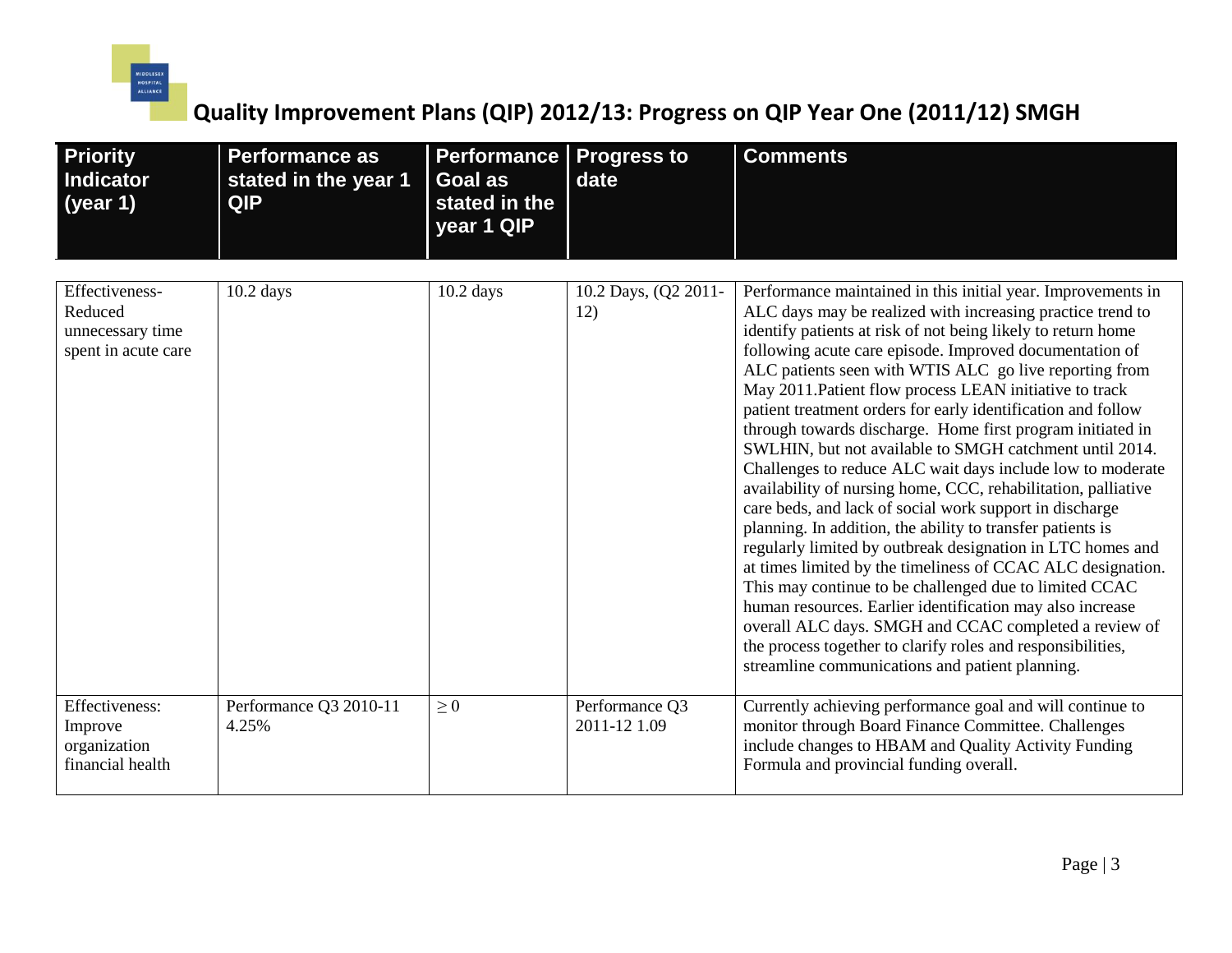# Quality Improvement Plans (QIP) 2012/13: Progress on QIP Year One (2011/12) SMGH

| Priority Indicator (year 1) | Performance as stated in the year 1 QIP | Performance Goal as stated in the year 1 QIP | Progress to date | Comments |
|---|---|---|---|---|
| Effectiveness-Reduced unnecessary time spent in acute care | 10.2 days | 10.2 days | 10.2 Days, (Q2 2011-12) | Performance maintained in this initial year. Improvements in ALC days may be realized with increasing practice trend to identify patients at risk of not being likely to return home following acute care episode. Improved documentation of ALC patients seen with WTIS ALC go live reporting from May 2011.Patient flow process LEAN initiative to track patient treatment orders for early identification and follow through towards discharge. Home first program initiated in SWLHIN, but not available to SMGH catchment until 2014. Challenges to reduce ALC wait days include low to moderate availability of nursing home, CCC, rehabilitation, palliative care beds, and lack of social work support in discharge planning. In addition, the ability to transfer patients is regularly limited by outbreak designation in LTC homes and at times limited by the timeliness of CCAC ALC designation. This may continue to be challenged due to limited CCAC human resources. Earlier identification may also increase overall ALC days. SMGH and CCAC completed a review of the process together to clarify roles and responsibilities, streamline communications and patient planning. |
| Effectiveness: Improve organization financial health | Performance Q3 2010-11 4.25% | $\geq 0$ | Performance Q3 2011-12 1.09 | Currently achieving performance goal and will continue to monitor through Board Finance Committee. Challenges include changes to HBAM and Quality Activity Funding Formula and provincial funding overall. |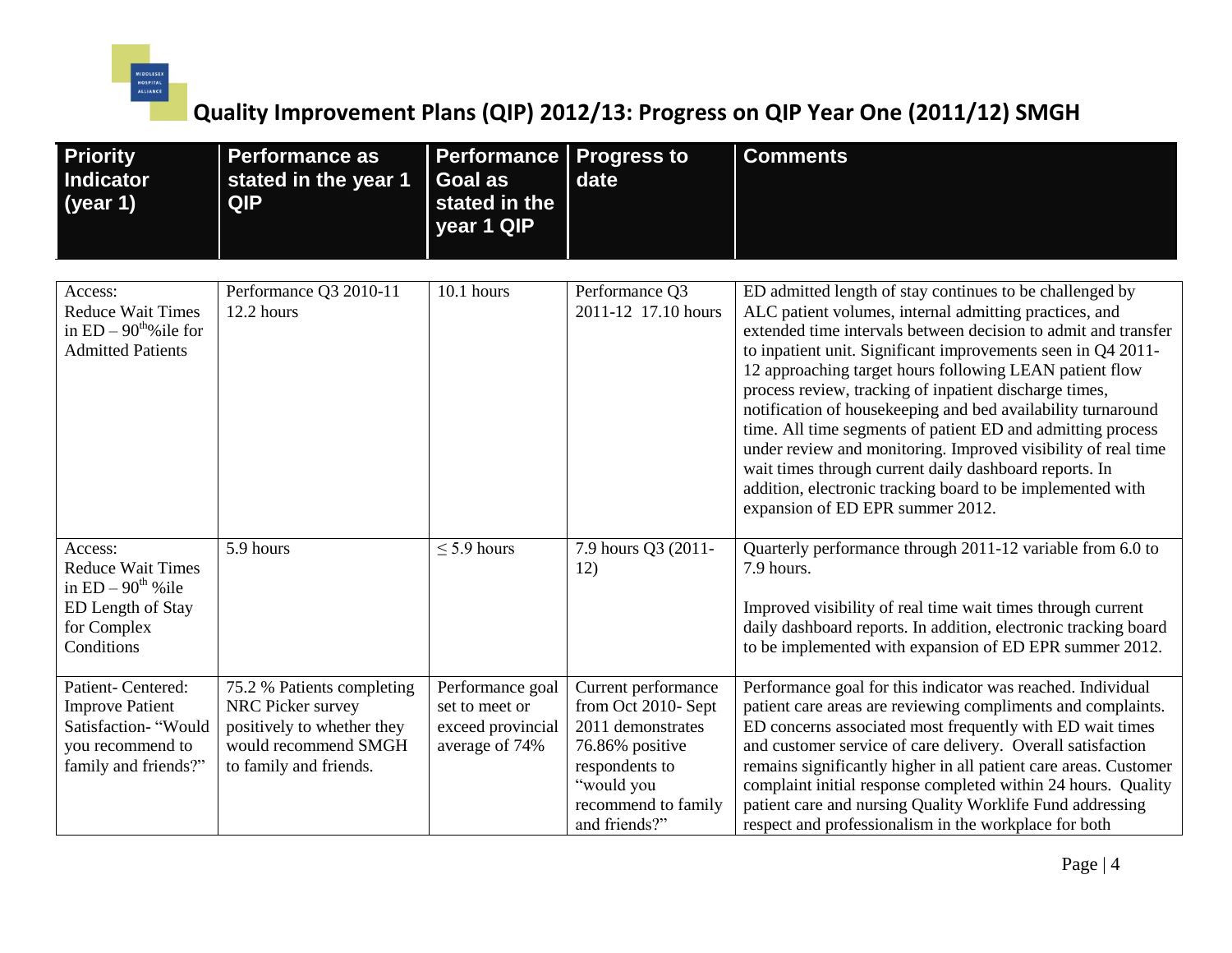# Quality Improvement Plans (QIP) 2012/13: Progress on QIP Year One (2011/12) SMGH

| Priority Indicator (year 1) | Performance as stated in the year 1 QIP | Performance Goal as stated in the year 1 QIP | Progress to date | Comments |
|---|---|---|---|---|
| Access: Reduce Wait Times in ED – 90th%ile for Admitted Patients | Performance Q3 2010-11 12.2 hours | 10.1 hours | Performance Q3 2011-12 17.10 hours | ED admitted length of stay continues to be challenged by ALC patient volumes, internal admitting practices, and extended time intervals between decision to admit and transfer to inpatient unit. Significant improvements seen in Q4 2011-12 approaching target hours following LEAN patient flow process review, tracking of inpatient discharge times, notification of housekeeping and bed availability turnaround time. All time segments of patient ED and admitting process under review and monitoring. Improved visibility of real time wait times through current daily dashboard reports. In addition, electronic tracking board to be implemented with expansion of ED EPR summer 2012. |
| Access: Reduce Wait Times in ED – 90th %ile ED Length of Stay for Complex Conditions | 5.9 hours | ≤ 5.9 hours | 7.9 hours Q3 (2011-12) | Quarterly performance through 2011-12 variable from 6.0 to 7.9 hours.<br><br>Improved visibility of real time wait times through current daily dashboard reports. In addition, electronic tracking board to be implemented with expansion of ED EPR summer 2012. |
| Patient- Centered: Improve Patient Satisfaction- "Would you recommend to family and friends?" | 75.2 % Patients completing NRC Picker survey positively to whether they would recommend SMGH to family and friends. | Performance goal set to meet or exceed provincial average of 74% | Current performance from Oct 2010- Sept 2011 demonstrates 76.86% positive respondents to "would you recommend to family and friends?" | Performance goal for this indicator was reached. Individual patient care areas are reviewing compliments and complaints. ED concerns associated most frequently with ED wait times and customer service of care delivery. Overall satisfaction remains significantly higher in all patient care areas. Customer complaint initial response completed within 24 hours. Quality patient care and nursing Quality Worklife Fund addressing respect and professionalism in the workplace for both |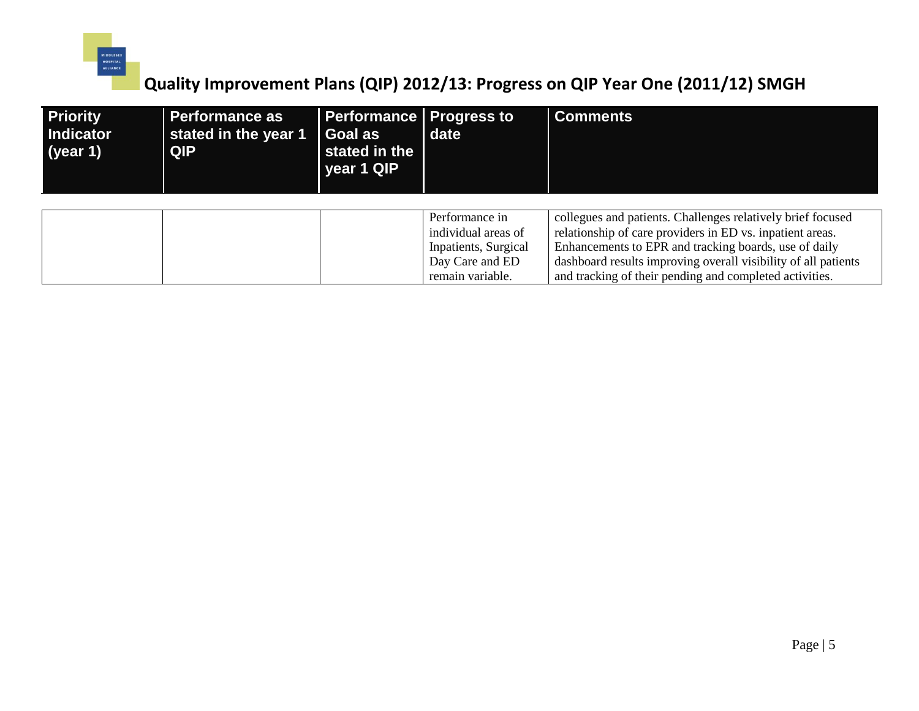## Quality Improvement Plans (QIP) 2012/13: Progress on QIP Year One (2011/12) SMGH

| Priority Indicator (year 1) | Performance as stated in the year 1 QIP | Performance Goal as stated in the year 1 QIP | Progress to date | Comments |
|---|---|---|---|---|
| | | | Performance in individual areas of Inpatients, Surgical Day Care and ED remain variable. | collegues and patients. Challenges relatively brief focused relationship of care providers in ED vs. inpatient areas. Enhancements to EPR and tracking boards, use of daily dashboard results improving overall visibility of all patients and tracking of their pending and completed activities. |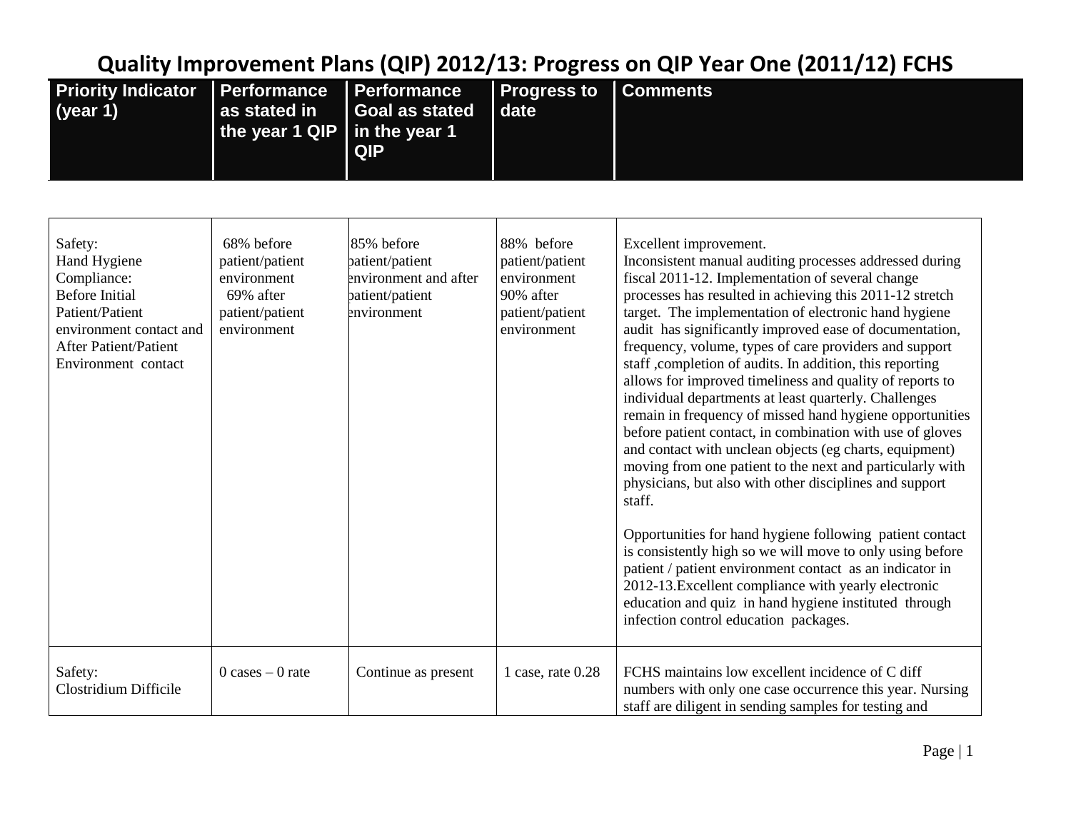# Quality Improvement Plans (QIP) 2012/13: Progress on QIP Year One (2011/12) FCHS

| Priority Indicator (year 1) | Performance as stated in the year 1 QIP | Performance Goal as stated in the year 1 QIP | Progress to date | Comments |
|---|---|---|---|---|
| Safety: Hand Hygiene Compliance: Before Initial Patient/Patient environment contact and After Patient/Patient Environment contact | 68% before patient/patient environment 69% after patient/patient environment | 85% before patient/patient environment and after patient/patient environment | 88% before patient/patient environment 90% after patient/patient environment | Excellent improvement. Inconsistent manual auditing processes addressed during fiscal 2011-12. Implementation of several change processes has resulted in achieving this 2011-12 stretch target. The implementation of electronic hand hygiene audit has significantly improved ease of documentation, frequency, volume, types of care providers and support staff ,completion of audits. In addition, this reporting allows for improved timeliness and quality of reports to individual departments at least quarterly. Challenges remain in frequency of missed hand hygiene opportunities before patient contact, in combination with use of gloves and contact with unclean objects (eg charts, equipment) moving from one patient to the next and particularly with physicians, but also with other disciplines and support staff.<br><br>Opportunities for hand hygiene following patient contact is consistently high so we will move to only using before patient / patient environment contact as an indicator in 2012-13.Excellent compliance with yearly electronic education and quiz in hand hygiene instituted through infection control education packages. |
| Safety: Clostridium Difficile | 0 cases – 0 rate | Continue as present | 1 case, rate 0.28 | FCHS maintains low excellent incidence of C diff numbers with only one case occurrence this year. Nursing staff are diligent in sending samples for testing and |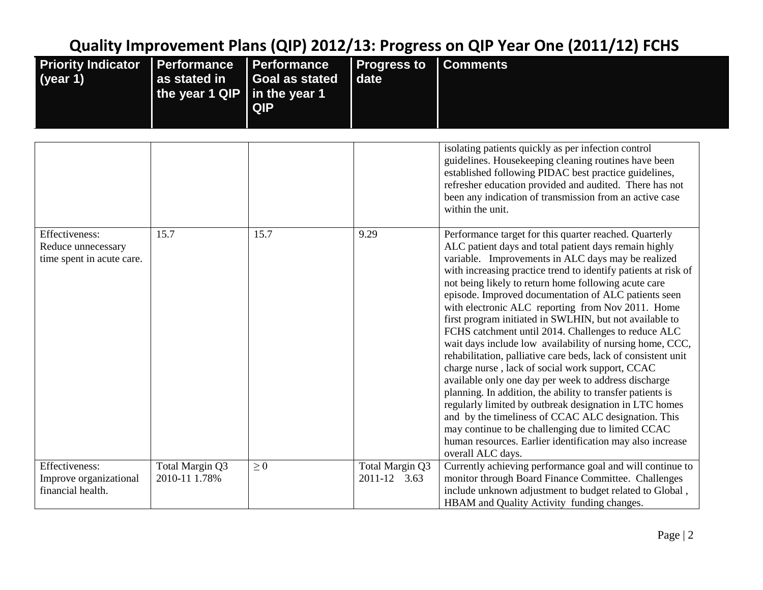# Quality Improvement Plans (QIP) 2012/13: Progress on QIP Year One (2011/12) FCHS

| Priority Indicator (year 1) | Performance as stated in the year 1 QIP | Performance Goal as stated in the year 1 QIP | Progress to date | Comments |
|---|---|---|---|---|
| | | | | isolating patients quickly as per infection control guidelines. Housekeeping cleaning routines have been established following PIDAC best practice guidelines, refresher education provided and audited. There has not been any indication of transmission from an active case within the unit. |
| Effectiveness: Reduce unnecessary time spent in acute care. | 15.7 | 15.7 | 9.29 | Performance target for this quarter reached. Quarterly ALC patient days and total patient days remain highly variable. Improvements in ALC days may be realized with increasing practice trend to identify patients at risk of not being likely to return home following acute care episode. Improved documentation of ALC patients seen with electronic ALC reporting from Nov 2011. Home first program initiated in SWLHIN, but not available to FCHS catchment until 2014. Challenges to reduce ALC wait days include low availability of nursing home, CCC, rehabilitation, palliative care beds, lack of consistent unit charge nurse , lack of social work support, CCAC available only one day per week to address discharge planning. In addition, the ability to transfer patients is regularly limited by outbreak designation in LTC homes and by the timeliness of CCAC ALC designation. This may continue to be challenging due to limited CCAC human resources. Earlier identification may also increase overall ALC days. |
| Effectiveness: Improve organizational financial health. | Total Margin Q3 2010-11 1.78% | $\geq 0$ | Total Margin Q3 2011-12 3.63 | Currently achieving performance goal and will continue to monitor through Board Finance Committee. Challenges include unknown adjustment to budget related to Global , HBAM and Quality Activity funding changes. |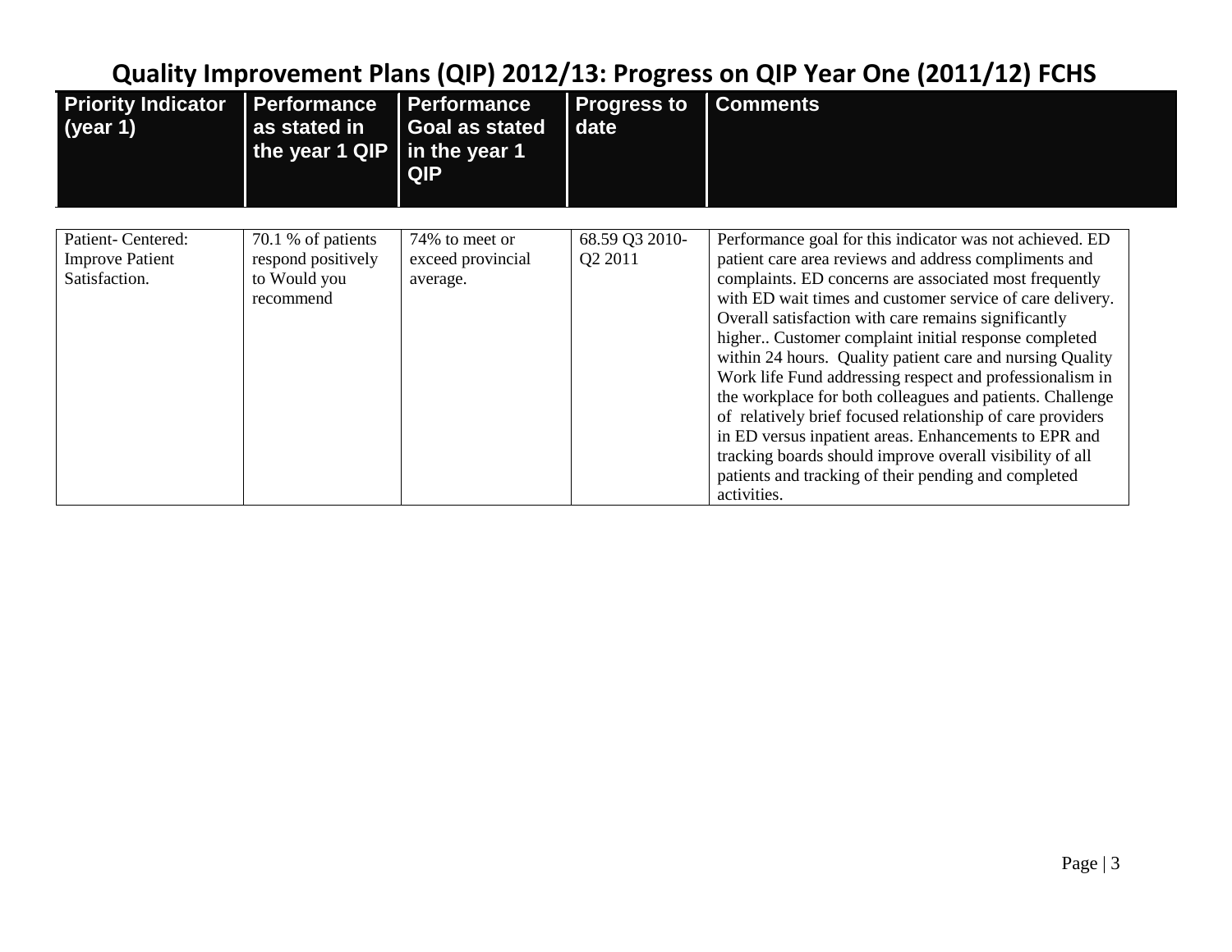# Quality Improvement Plans (QIP) 2012/13: Progress on QIP Year One (2011/12) FCHS

| Priority Indicator (year 1) | Performance as stated in the year 1 QIP | Performance Goal as stated in the year 1 QIP | Progress to date | Comments |
|---|---|---|---|---|
| Patient- Centered: Improve Patient Satisfaction. | 70.1 % of patients respond positively to Would you recommend | 74% to meet or exceed provincial average. | 68.59 Q3 2010-Q2 2011 | Performance goal for this indicator was not achieved. ED patient care area reviews and address compliments and complaints. ED concerns are associated most frequently with ED wait times and customer service of care delivery. Overall satisfaction with care remains significantly higher.. Customer complaint initial response completed within 24 hours. Quality patient care and nursing Quality Work life Fund addressing respect and professionalism in the workplace for both colleagues and patients. Challenge of relatively brief focused relationship of care providers in ED versus inpatient areas. Enhancements to EPR and tracking boards should improve overall visibility of all patients and tracking of their pending and completed activities. |